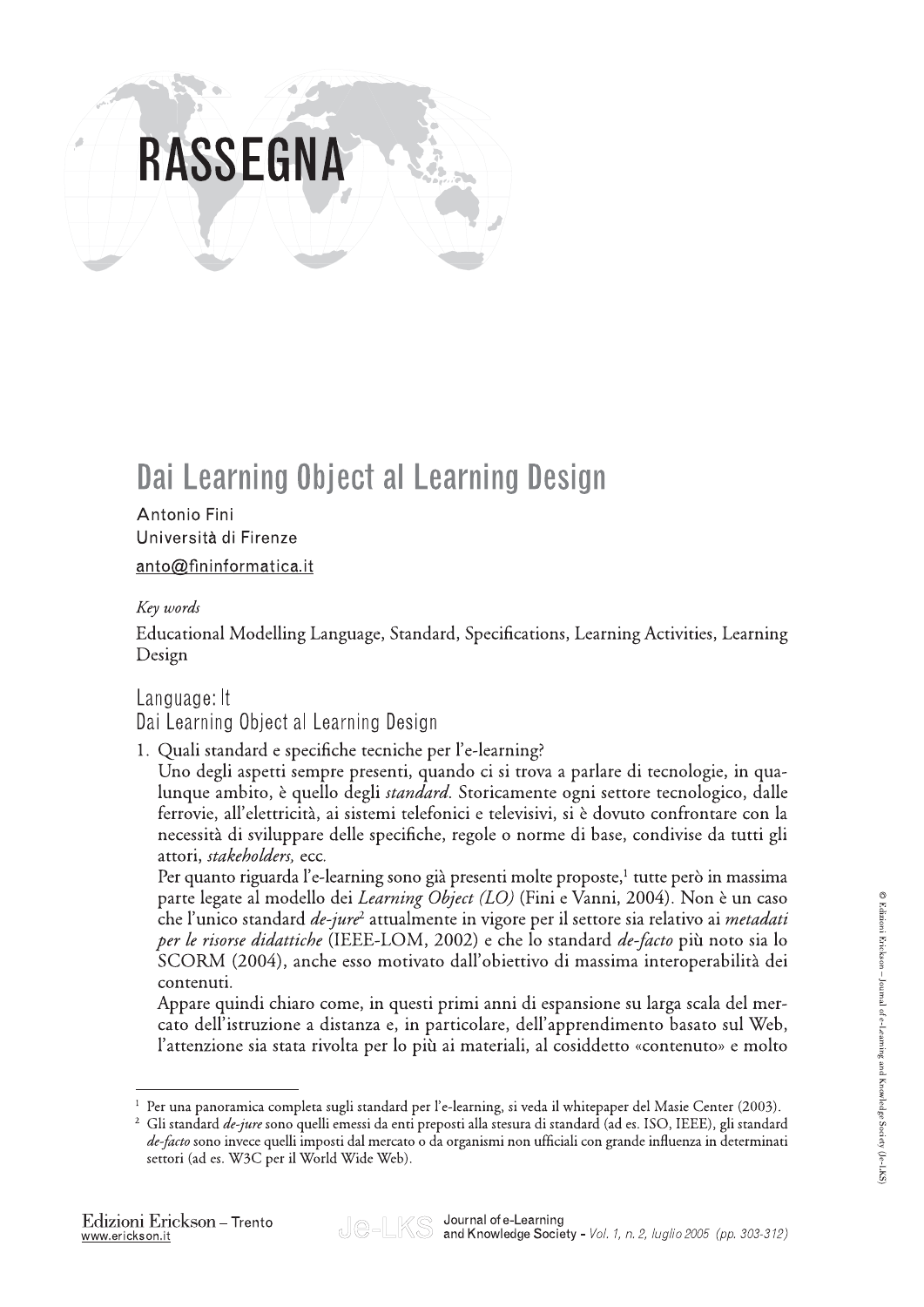# RASSEGNA

## Dai Learning Object al Learning Design

Antonio Fini
Università di Firenze
anto@fininformatica.it

*Key words*

Educational Modelling Language, Standard, Specifications, Learning Activities, Learning Design

Language: It

Dai Learning Object al Learning Design

1. Quali standard e specifiche tecniche per l'e-learning?

Uno degli aspetti sempre presenti, quando ci si trova a parlare di tecnologie, in qualunque ambito, è quello degli *standard*. Storicamente ogni settore tecnologico, dalle ferrovie, all'elettricità, ai sistemi telefonici e televisivi, si è dovuto confrontare con la necessità di sviluppare delle specifiche, regole o norme di base, condivise da tutti gli attori, *stakeholders*, ecc.

Per quanto riguarda l'e-learning sono già presenti molte proposte,[1] tutte però in massima parte legate al modello dei *Learning Object (LO)* (Fini e Vanni, 2004). Non è un caso che l'unico standard *de-jure*[2] attualmente in vigore per il settore sia relativo ai *metadati per le risorse didattiche* (IEEE-LOM, 2002) e che lo standard *de-facto* più noto sia lo SCORM (2004), anche esso motivato dall'obiettivo di massima interoperabilità dei contenuti.

Appare quindi chiaro come, in questi primi anni di espansione su larga scala del mercato dell'istruzione a distanza e, in particolare, dell'apprendimento basato sul Web, l'attenzione sia stata rivolta per lo più ai materiali, al cosiddetto «contenuto» e molto

---

[1] Per una panoramica completa sugli standard per l'e-learning, si veda il whitepaper del Masie Center (2003).

[2] Gli standard *de-jure* sono quelli emessi da enti preposti alla stesura di standard (ad es. ISO, IEEE), gli standard *de-facto* sono invece quelli imposti dal mercato o da organismi non ufficiali con grande influenza in determinati settori (ad es. W3C per il World Wide Web).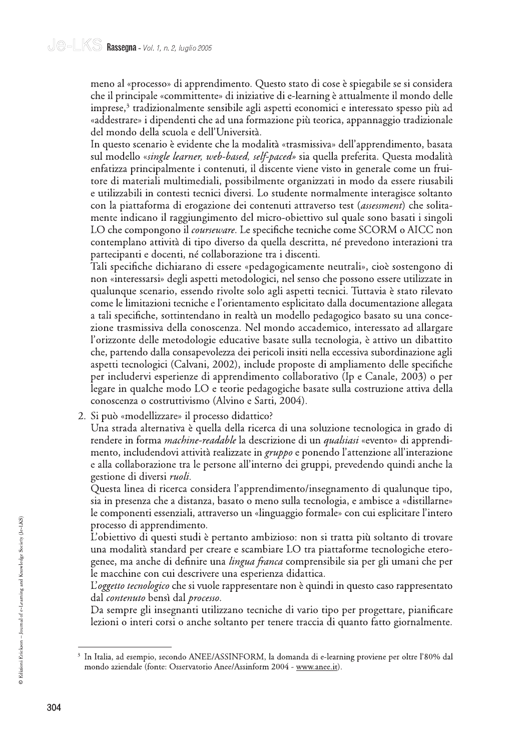meno al «processo» di apprendimento. Questo stato di cose è spiegabile se si considera che il principale «committente» di iniziative di e-learning è attualmente il mondo delle imprese,[3] tradizionalmente sensibile agli aspetti economici e interessato spesso più ad «addestrare» i dipendenti che ad una formazione più teorica, appannaggio tradizionale del mondo della scuola e dell'Università.

In questo scenario è evidente che la modalità «trasmissiva» dell'apprendimento, basata sul modello «*single learner, web-based, self-paced*» sia quella preferita. Questa modalità enfatizza principalmente i contenuti, il discente viene visto in generale come un fruitore di materiali multimediali, possibilmente organizzati in modo da essere riusabili e utilizzabili in contesti tecnici diversi. Lo studente normalmente interagisce soltanto con la piattaforma di erogazione dei contenuti attraverso test (*assessment*) che solitamente indicano il raggiungimento del micro-obiettivo sul quale sono basati i singoli LO che compongono il *courseware*. Le specifiche tecniche come SCORM o AICC non contemplano attività di tipo diverso da quella descritta, né prevedono interazioni tra partecipanti e docenti, né collaborazione tra i discenti.

Tali specifiche dichiarano di essere «pedagogicamente neutrali», cioè sostengono di non «interessarsi» degli aspetti metodologici, nel senso che possono essere utilizzate in qualunque scenario, essendo rivolte solo agli aspetti tecnici. Tuttavia è stato rilevato come le limitazioni tecniche e l'orientamento esplicitato dalla documentazione allegata a tali specifiche, sottintendano in realtà un modello pedagogico basato su una concezione trasmissiva della conoscenza. Nel mondo accademico, interessato ad allargare l'orizzonte delle metodologie educative basate sulla tecnologia, è attivo un dibattito che, partendo dalla consapevolezza dei pericoli insiti nella eccessiva subordinazione agli aspetti tecnologici (Calvani, 2002), include proposte di ampliamento delle specifiche per includervi esperienze di apprendimento collaborativo (Ip e Canale, 2003) o per legare in qualche modo LO e teorie pedagogiche basate sulla costruzione attiva della conoscenza o costruttivismo (Alvino e Sarti, 2004).

2. Si può «modellizzare» il processo didattico?

   Una strada alternativa è quella della ricerca di una soluzione tecnologica in grado di rendere in forma *machine-readable* la descrizione di un *qualsiasi* «evento» di apprendimento, includendovi attività realizzate in *gruppo* e ponendo l'attenzione all'interazione e alla collaborazione tra le persone all'interno dei gruppi, prevedendo quindi anche la gestione di diversi *ruoli*.

   Questa linea di ricerca considera l'apprendimento/insegnamento di qualunque tipo, sia in presenza che a distanza, basato o meno sulla tecnologia, e ambisce a «distillarne» le componenti essenziali, attraverso un «linguaggio formale» con cui esplicitare l'intero processo di apprendimento.

   L'obiettivo di questi studi è pertanto ambizioso: non si tratta più soltanto di trovare una modalità standard per creare e scambiare LO tra piattaforme tecnologiche eterogenee, ma anche di definire una *lingua franca* comprensibile sia per gli umani che per le macchine con cui descrivere una esperienza didattica.

   L'*oggetto tecnologico* che si vuole rappresentare non è quindi in questo caso rappresentato dal *contenuto* bensì dal *processo*.

   Da sempre gli insegnanti utilizzano tecniche di vario tipo per progettare, pianificare lezioni o interi corsi o anche soltanto per tenere traccia di quanto fatto giornalmente.

---

[3] In Italia, ad esempio, secondo ANEE/ASSINFORM, la domanda di e-learning proviene per oltre l'80% dal mondo aziendale (fonte: Osservatorio Anee/Assinform 2004 - www.anee.it).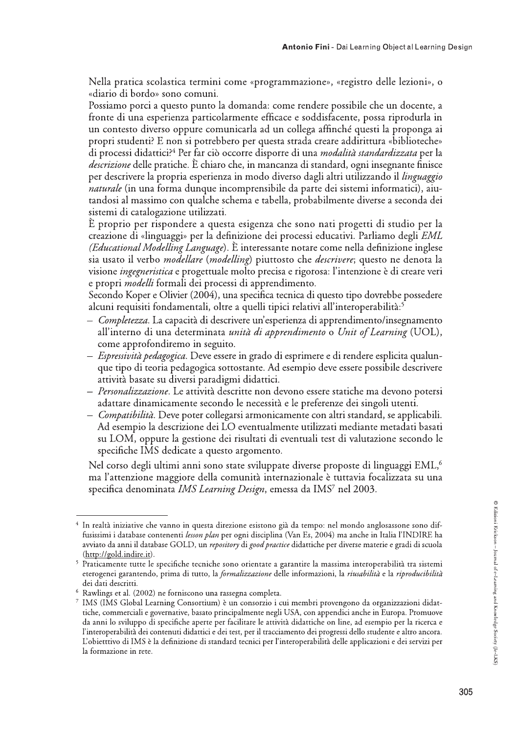Nella pratica scolastica termini come «programmazione», «registro delle lezioni», o «diario di bordo» sono comuni.

Possiamo porci a questo punto la domanda: come rendere possibile che un docente, a fronte di una esperienza particolarmente efficace e soddisfacente, possa riprodurla in un contesto diverso oppure comunicarla ad un collega affinché questi la proponga ai propri studenti? E non si potrebbero per questa strada creare addirittura «biblioteche» di processi didattici?[4] Per far ciò occorre disporre di una *modalità standardizzata* per la *descrizione* delle pratiche. È chiaro che, in mancanza di standard, ogni insegnante finisce per descrivere la propria esperienza in modo diverso dagli altri utilizzando il *linguaggio naturale* (in una forma dunque incomprensibile da parte dei sistemi informatici), aiutandosi al massimo con qualche schema e tabella, probabilmente diverse a seconda dei sistemi di catalogazione utilizzati.

È proprio per rispondere a questa esigenza che sono nati progetti di studio per la creazione di «linguaggi» per la definizione dei processi educativi. Parliamo degli *EML (Educational Modelling Language)*. È interessante notare come nella definizione inglese sia usato il verbo *modellare* (*modelling*) piuttosto che *descrivere*; questo ne denota la visione *ingegneristica* e progettuale molto precisa e rigorosa: l'intenzione è di creare veri e propri *modelli* formali dei processi di apprendimento.

Secondo Koper e Olivier (2004), una specifica tecnica di questo tipo dovrebbe possedere alcuni requisiti fondamentali, oltre a quelli tipici relativi all'interoperabilità:[5]

- *Completezza*. La capacità di descrivere un'esperienza di apprendimento/insegnamento all'interno di una determinata *unità di apprendimento* o *Unit of Learning* (UOL), come approfondiremo in seguito.
- *Espressività pedagogica*. Deve essere in grado di esprimere e di rendere esplicita qualunque tipo di teoria pedagogica sottostante. Ad esempio deve essere possibile descrivere attività basate su diversi paradigmi didattici.
- *Personalizzazione*. Le attività descritte non devono essere statiche ma devono potersi adattare dinamicamente secondo le necessità e le preferenze dei singoli utenti.
- *Compatibilità*. Deve poter collegarsi armonicamente con altri standard, se applicabili. Ad esempio la descrizione dei LO eventualmente utilizzati mediante metadati basati su LOM, oppure la gestione dei risultati di eventuali test di valutazione secondo le specifiche IMS dedicate a questo argomento.

Nel corso degli ultimi anni sono state sviluppate diverse proposte di linguaggi EML,[6] ma l'attenzione maggiore della comunità internazionale è tuttavia focalizzata su una specifica denominata *IMS Learning Design*, emessa da IMS[7] nel 2003.

---

[4] In realtà iniziative che vanno in questa direzione esistono già da tempo: nel mondo anglosassone sono diffusissimi i database contenenti *lesson plan* per ogni disciplina (Van Es, 2004) ma anche in Italia l'INDIRE ha avviato da anni il database GOLD, un *repository* di *good practice* didattiche per diverse materie e gradi di scuola (http://gold.indire.it).

[5] Praticamente tutte le specifiche tecniche sono orientate a garantire la massima interoperabilità tra sistemi eterogenei garantendo, prima di tutto, la *formalizzazione* delle informazioni, la *riusabilità* e la *riproducibilità* dei dati descritti.

[6] Rawlings et al. (2002) ne forniscono una rassegna completa.

[7] IMS (IMS Global Learning Consortium) è un consorzio i cui membri provengono da organizzazioni didattiche, commerciali e governative, basato principalmente negli USA, con appendici anche in Europa. Promuove da anni lo sviluppo di specifiche aperte per facilitare le attività didattiche on line, ad esempio per la ricerca e l'interoperabilità dei contenuti didattici e dei test, per il tracciamento dei progressi dello studente e altro ancora. L'obietttivo di IMS è la definizione di standard tecnici per l'interoperabilità delle applicazioni e dei servizi per la formazione in rete.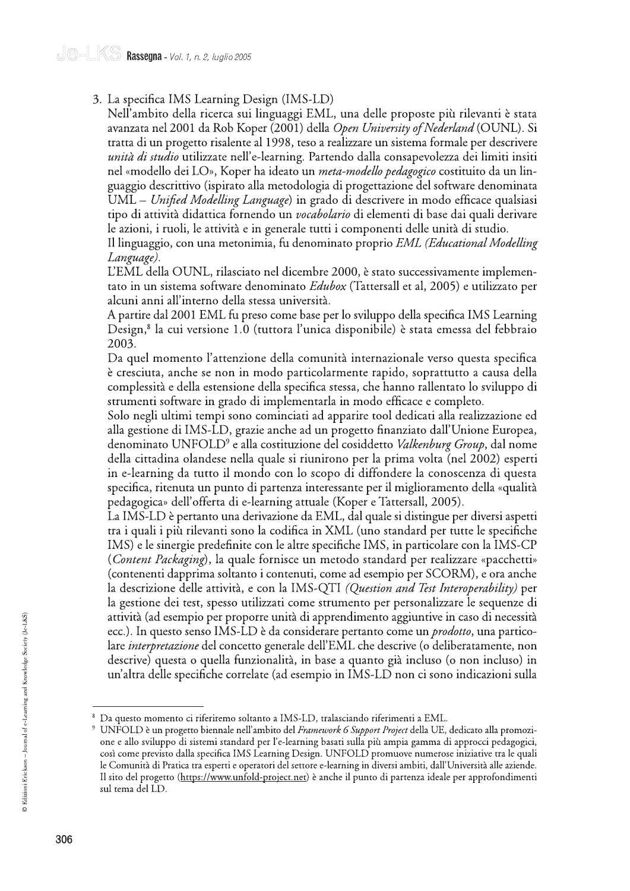3. La specifica IMS Learning Design (IMS-LD)

Nell'ambito della ricerca sui linguaggi EML, una delle proposte più rilevanti è stata avanzata nel 2001 da Rob Koper (2001) della *Open University of Nederland* (OUNL). Si tratta di un progetto risalente al 1998, teso a realizzare un sistema formale per descrivere *unità di studio* utilizzate nell'e-learning. Partendo dalla consapevolezza dei limiti insiti nel «modello dei LO», Koper ha ideato un *meta-modello pedagogico* costituito da un linguaggio descrittivo (ispirato alla metodologia di progettazione del software denominata UML – *Unified Modelling Language*) in grado di descrivere in modo efficace qualsiasi tipo di attività didattica fornendo un *vocabolario* di elementi di base dai quali derivare le azioni, i ruoli, le attività e in generale tutti i componenti delle unità di studio.

Il linguaggio, con una metonimia, fu denominato proprio *EML (Educational Modelling Language).*

L'EML della OUNL, rilasciato nel dicembre 2000, è stato successivamente implementato in un sistema software denominato *Edubox* (Tattersall et al, 2005) e utilizzato per alcuni anni all'interno della stessa università.

A partire dal 2001 EML fu preso come base per lo sviluppo della specifica IMS Learning Design,[8] la cui versione 1.0 (tuttora l'unica disponibile) è stata emessa del febbraio 2003.

Da quel momento l'attenzione della comunità internazionale verso questa specifica è cresciuta, anche se non in modo particolarmente rapido, soprattutto a causa della complessità e della estensione della specifica stessa, che hanno rallentato lo sviluppo di strumenti software in grado di implementarla in modo efficace e completo.

Solo negli ultimi tempi sono cominciati ad apparire tool dedicati alla realizzazione ed alla gestione di IMS-LD, grazie anche ad un progetto finanziato dall'Unione Europea, denominato UNFOLD[9] e alla costituzione del cosiddetto *Valkenburg Group*, dal nome della cittadina olandese nella quale si riunirono per la prima volta (nel 2002) esperti in e-learning da tutto il mondo con lo scopo di diffondere la conoscenza di questa specifica, ritenuta un punto di partenza interessante per il miglioramento della «qualità pedagogica» dell'offerta di e-learning attuale (Koper e Tattersall, 2005).

La IMS-LD è pertanto una derivazione da EML, dal quale si distingue per diversi aspetti tra i quali i più rilevanti sono la codifica in XML (uno standard per tutte le specifiche IMS) e le sinergie predefinite con le altre specifiche IMS, in particolare con la IMS-CP (*Content Packaging*), la quale fornisce un metodo standard per realizzare «pacchetti» (contenenti dapprima soltanto i contenuti, come ad esempio per SCORM), e ora anche la descrizione delle attività, e con la IMS-QTI *(Question and Test Interoperability)* per la gestione dei test, spesso utilizzati come strumento per personalizzare le sequenze di attività (ad esempio per proporre unità di apprendimento aggiuntive in caso di necessità ecc.). In questo senso IMS-LD è da considerare pertanto come un *prodotto*, una particolare *interpretazione* del concetto generale dell'EML che descrive (o deliberatamente, non descrive) questa o quella funzionalità, in base a quanto già incluso (o non incluso) in un'altra delle specifiche correlate (ad esempio in IMS-LD non ci sono indicazioni sulla

---

[8] Da questo momento ci riferiremo soltanto a IMS-LD, tralasciando riferimenti a EML.

[9] UNFOLD è un progetto biennale nell'ambito del *Framework 6 Support Project* della UE, dedicato alla promozione e allo sviluppo di sistemi standard per l'e-learning basati sulla più ampia gamma di approcci pedagogici, così come previsto dalla specifica IMS Learning Design. UNFOLD promuove numerose iniziative tra le quali le Comunità di Pratica tra esperti e operatori del settore e-learning in diversi ambiti, dall'Università alle aziende. Il sito del progetto (https://www.unfold-project.net) è anche il punto di partenza ideale per approfondimenti sul tema del LD.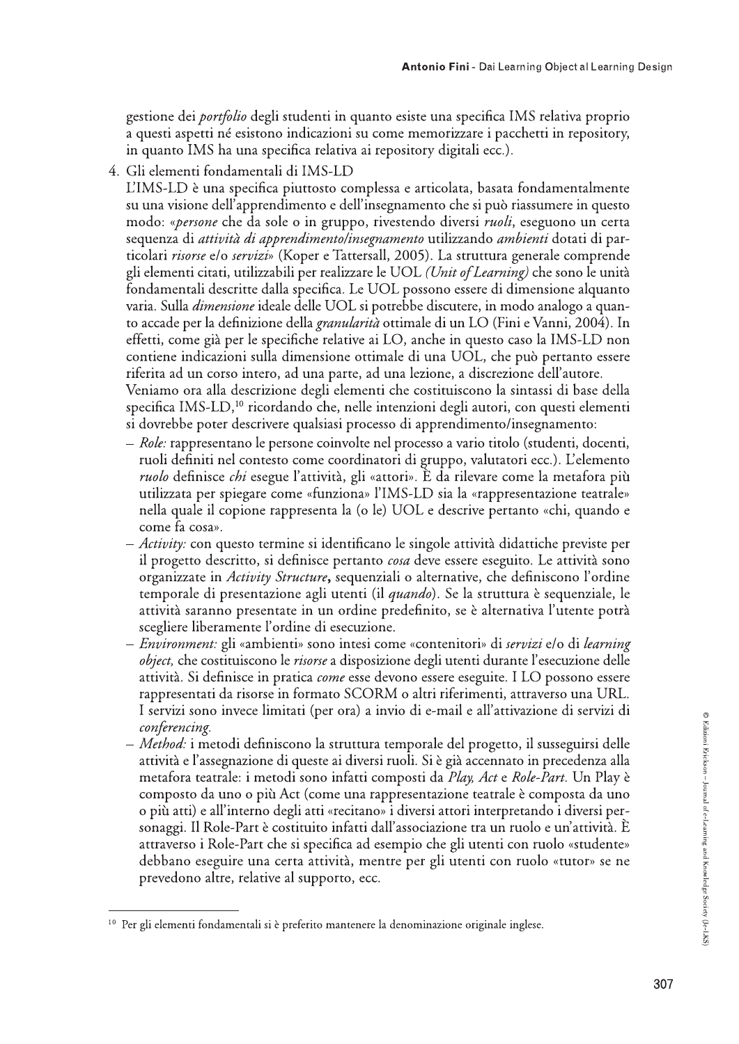gestione dei *portfolio* degli studenti in quanto esiste una specifica IMS relativa proprio a questi aspetti né esistono indicazioni su come memorizzare i pacchetti in repository, in quanto IMS ha una specifica relativa ai repository digitali ecc.).

4. Gli elementi fondamentali di IMS-LD

L'IMS-LD è una specifica piuttosto complessa e articolata, basata fondamentalmente su una visione dell'apprendimento e dell'insegnamento che si può riassumere in questo modo: «*persone* che da sole o in gruppo, rivestendo diversi *ruoli*, eseguono un certa sequenza di *attività di apprendimento/insegnamento* utilizzando *ambienti* dotati di particolari *risorse* e/o *servizi*» (Koper e Tattersall, 2005). La struttura generale comprende gli elementi citati, utilizzabili per realizzare le UOL *(Unit of Learning)* che sono le unità fondamentali descritte dalla specifica. Le UOL possono essere di dimensione alquanto varia. Sulla *dimensione* ideale delle UOL si potrebbe discutere, in modo analogo a quanto accade per la definizione della *granularità* ottimale di un LO (Fini e Vanni, 2004). In effetti, come già per le specifiche relative ai LO, anche in questo caso la IMS-LD non contiene indicazioni sulla dimensione ottimale di una UOL, che può pertanto essere riferita ad un corso intero, ad una parte, ad una lezione, a discrezione dell'autore.

Veniamo ora alla descrizione degli elementi che costituiscono la sintassi di base della specifica IMS-LD,[10] ricordando che, nelle intenzioni degli autori, con questi elementi si dovrebbe poter descrivere qualsiasi processo di apprendimento/insegnamento:

- *Role:* rappresentano le persone coinvolte nel processo a vario titolo (studenti, docenti, ruoli definiti nel contesto come coordinatori di gruppo, valutatori ecc.). L'elemento *ruolo* definisce *chi* esegue l'attività, gli «attori». È da rilevare come la metafora più utilizzata per spiegare come «funziona» l'IMS-LD sia la «rappresentazione teatrale» nella quale il copione rappresenta la (o le) UOL e descrive pertanto «chi, quando e come fa cosa».
- *Activity:* con questo termine si identificano le singole attività didattiche previste per il progetto descritto, si definisce pertanto *cosa* deve essere eseguito. Le attività sono organizzate in *Activity Structure*, sequenziali o alternative, che definiscono l'ordine temporale di presentazione agli utenti (il *quando*). Se la struttura è sequenziale, le attività saranno presentate in un ordine predefinito, se è alternativa l'utente potrà scegliere liberamente l'ordine di esecuzione.
- *Environment:* gli «ambienti» sono intesi come «contenitori» di *servizi* e/o di *learning object*, che costituiscono le *risorse* a disposizione degli utenti durante l'esecuzione delle attività. Si definisce in pratica *come* esse devono essere eseguite. I LO possono essere rappresentati da risorse in formato SCORM o altri riferimenti, attraverso una URL. I servizi sono invece limitati (per ora) a invio di e-mail e all'attivazione di servizi di *conferencing*.
- *Method:* i metodi definiscono la struttura temporale del progetto, il susseguirsi delle attività e l'assegnazione di queste ai diversi ruoli. Si è già accennato in precedenza alla metafora teatrale: i metodi sono infatti composti da *Play, Act* e *Role-Part*. Un Play è composto da uno o più Act (come una rappresentazione teatrale è composta da uno o più atti) e all'interno degli atti «recitano» i diversi attori interpretando i diversi personaggi. Il Role-Part è costituito infatti dall'associazione tra un ruolo e un'attività. È attraverso i Role-Part che si specifica ad esempio che gli utenti con ruolo «studente» debbano eseguire una certa attività, mentre per gli utenti con ruolo «tutor» se ne prevedono altre, relative al supporto, ecc.

---

[10] Per gli elementi fondamentali si è preferito mantenere la denominazione originale inglese.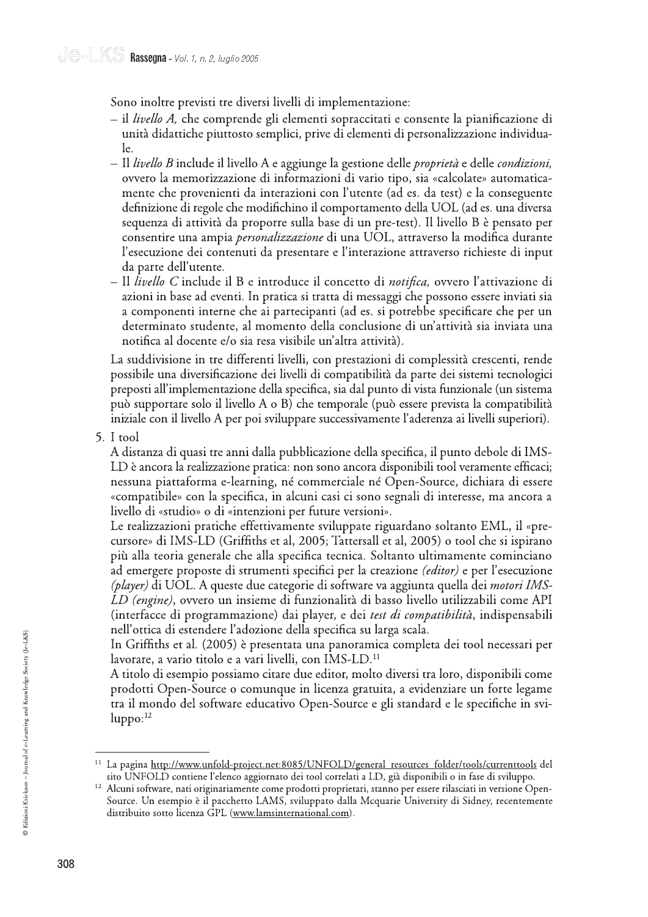Sono inoltre previsti tre diversi livelli di implementazione:

- il *livello A,* che comprende gli elementi sopraccitati e consente la pianificazione di unità didattiche piuttosto semplici, prive di elementi di personalizzazione individuale.
- Il *livello B* include il livello A e aggiunge la gestione delle *proprietà* e delle *condizioni,* ovvero la memorizzazione di informazioni di vario tipo, sia «calcolate» automaticamente che provenienti da interazioni con l'utente (ad es. da test) e la conseguente definizione di regole che modifichino il comportamento della UOL (ad es. una diversa sequenza di attività da proporre sulla base di un pre-test). Il livello B è pensato per consentire una ampia *personalizzazione* di una UOL, attraverso la modifica durante l'esecuzione dei contenuti da presentare e l'interazione attraverso richieste di input da parte dell'utente.
- Il *livello C* include il B e introduce il concetto di *notifica,* ovvero l'attivazione di azioni in base ad eventi. In pratica si tratta di messaggi che possono essere inviati sia a componenti interne che ai partecipanti (ad es. si potrebbe specificare che per un determinato studente, al momento della conclusione di un'attività sia inviata una notifica al docente e/o sia resa visibile un'altra attività).

La suddivisione in tre differenti livelli, con prestazioni di complessità crescenti, rende possibile una diversificazione dei livelli di compatibilità da parte dei sistemi tecnologici preposti all'implementazione della specifica, sia dal punto di vista funzionale (un sistema può supportare solo il livello A o B) che temporale (può essere prevista la compatibilità iniziale con il livello A per poi sviluppare successivamente l'aderenza ai livelli superiori).

5. I tool

A distanza di quasi tre anni dalla pubblicazione della specifica, il punto debole di IMS-LD è ancora la realizzazione pratica: non sono ancora disponibili tool veramente efficaci; nessuna piattaforma e-learning, né commerciale né Open-Source, dichiara di essere «compatibile» con la specifica, in alcuni casi ci sono segnali di interesse, ma ancora a livello di «studio» o di «intenzioni per future versioni».

Le realizzazioni pratiche effettivamente sviluppate riguardano soltanto EML, il «precursore» di IMS-LD (Griffiths et al, 2005; Tattersall et al, 2005) o tool che si ispirano più alla teoria generale che alla specifica tecnica. Soltanto ultimamente cominciano ad emergere proposte di strumenti specifici per la creazione *(editor)* e per l'esecuzione *(player)* di UOL. A queste due categorie di software va aggiunta quella dei *motori IMS-LD (engine)*, ovvero un insieme di funzionalità di basso livello utilizzabili come API (interfacce di programmazione) dai player, e dei *test di compatibilità*, indispensabili nell'ottica di estendere l'adozione della specifica su larga scala.

In Griffiths et al. (2005) è presentata una panoramica completa dei tool necessari per lavorare, a vario titolo e a vari livelli, con IMS-LD.[11]

A titolo di esempio possiamo citare due editor, molto diversi tra loro, disponibili come prodotti Open-Source o comunque in licenza gratuita, a evidenziare un forte legame tra il mondo del software educativo Open-Source e gli standard e le specifiche in sviluppo:[12]

---

[11] La pagina http://www.unfold-project.net:8085/UNFOLD/general_resources_folder/tools/currenttools del sito UNFOLD contiene l'elenco aggiornato dei tool correlati a LD, già disponibili o in fase di sviluppo.

[12] Alcuni software, nati originariamente come prodotti proprietari, stanno per essere rilasciati in versione Open-Source. Un esempio è il pacchetto LAMS, sviluppato dalla Mcquarie University di Sidney, recentemente distribuito sotto licenza GPL (www.lamsinternational.com).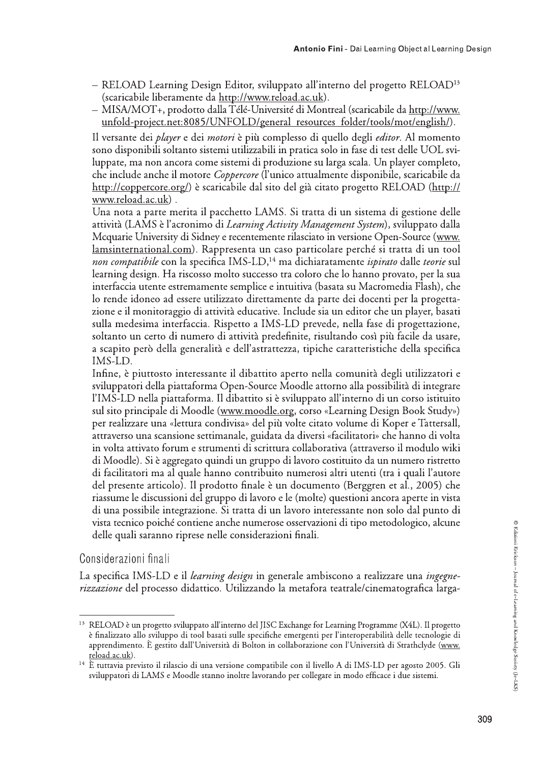- RELOAD Learning Design Editor, sviluppato all'interno del progetto RELOAD[13] (scaricabile liberamente da http://www.reload.ac.uk).
- MISA/MOT+, prodotto dalla Télé-Université di Montreal (scaricabile da http://www.unfold-project.net:8085/UNFOLD/general_resources_folder/tools/mot/english/).

Il versante dei *player* e dei *motori* è più complesso di quello degli *editor*. Al momento sono disponibili soltanto sistemi utilizzabili in pratica solo in fase di test delle UOL sviluppate, ma non ancora come sistemi di produzione su larga scala. Un player completo, che include anche il motore *Coppercore* (l'unico attualmente disponibile, scaricabile da http://coppercore.org/) è scaricabile dal sito del già citato progetto RELOAD (http://www.reload.ac.uk) .

Una nota a parte merita il pacchetto LAMS. Si tratta di un sistema di gestione delle attività (LAMS è l'acronimo di *Learning Activity Management System*), sviluppato dalla Mcquarie University di Sidney e recentemente rilasciato in versione Open-Source (www.lamsinternational.com). Rappresenta un caso particolare perché si tratta di un tool *non compatibile* con la specifica IMS-LD,[14] ma dichiaratamente *ispirato* dalle *teorie* sul learning design. Ha riscosso molto successo tra coloro che lo hanno provato, per la sua interfaccia utente estremamente semplice e intuitiva (basata su Macromedia Flash), che lo rende idoneo ad essere utilizzato direttamente da parte dei docenti per la progettazione e il monitoraggio di attività educative. Include sia un editor che un player, basati sulla medesima interfaccia. Rispetto a IMS-LD prevede, nella fase di progettazione, soltanto un certo di numero di attività predefinite, risultando così più facile da usare, a scapito però della generalità e dell'astrattezza, tipiche caratteristiche della specifica IMS-LD.

Infine, è piuttosto interessante il dibattito aperto nella comunità degli utilizzatori e sviluppatori della piattaforma Open-Source Moodle attorno alla possibilità di integrare l'IMS-LD nella piattaforma. Il dibattito si è sviluppato all'interno di un corso istituito sul sito principale di Moodle (www.moodle.org, corso «Learning Design Book Study») per realizzare una «lettura condivisa» del più volte citato volume di Koper e Tattersall, attraverso una scansione settimanale, guidata da diversi «facilitatori» che hanno di volta in volta attivato forum e strumenti di scrittura collaborativa (attraverso il modulo wiki di Moodle). Si è aggregato quindi un gruppo di lavoro costituito da un numero ristretto di facilitatori ma al quale hanno contribuito numerosi altri utenti (tra i quali l'autore del presente articolo). Il prodotto finale è un documento (Berggren et al., 2005) che riassume le discussioni del gruppo di lavoro e le (molte) questioni ancora aperte in vista di una possibile integrazione. Si tratta di un lavoro interessante non solo dal punto di vista tecnico poiché contiene anche numerose osservazioni di tipo metodologico, alcune delle quali saranno riprese nelle considerazioni finali.

## Considerazioni finali

La specifica IMS-LD e il *learning design* in generale ambiscono a realizzare una *ingegnerizzazione* del processo didattico. Utilizzando la metafora teatrale/cinematografica larga-

---

[13] RELOAD è un progetto sviluppato all'interno del JISC Exchange for Learning Programme (X4L). Il progetto è finalizzato allo sviluppo di tool basati sulle specifiche emergenti per l'interoperabilità delle tecnologie di apprendimento. È gestito dall'Università di Bolton in collaborazione con l'Università di Strathclyde (www.reload.ac.uk).

[14] È tuttavia previsto il rilascio di una versione compatibile con il livello A di IMS-LD per agosto 2005. Gli sviluppatori di LAMS e Moodle stanno inoltre lavorando per collegare in modo efficace i due sistemi.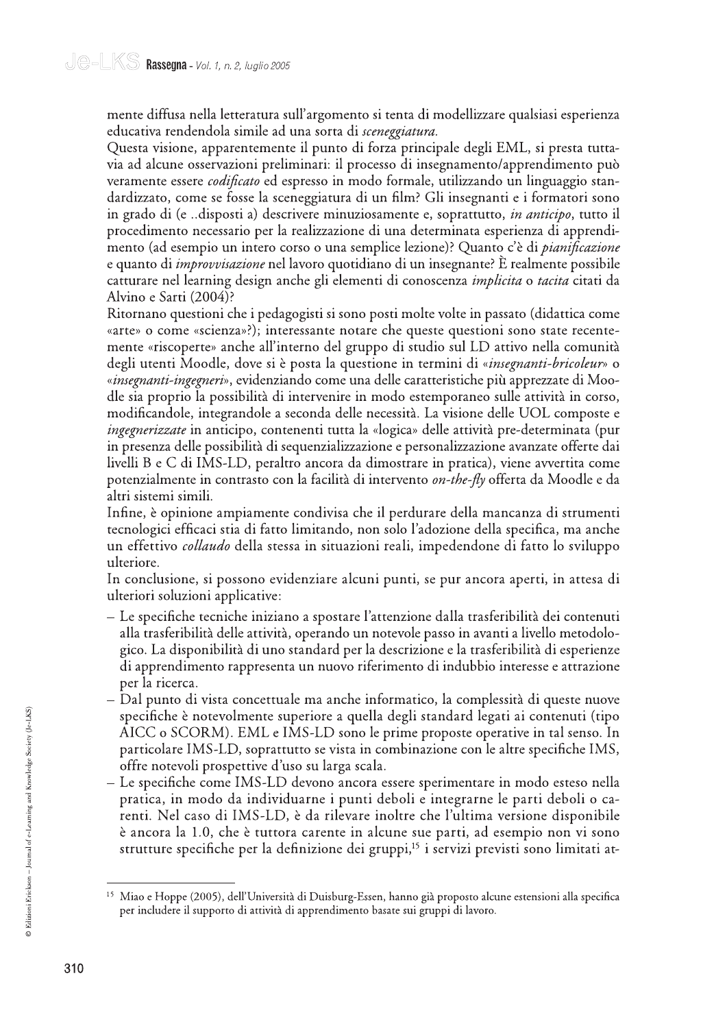mente diffusa nella letteratura sull'argomento si tenta di modellizzare qualsiasi esperienza educativa rendendola simile ad una sorta di *sceneggiatura*.

Questa visione, apparentemente il punto di forza principale degli EML, si presta tuttavia ad alcune osservazioni preliminari: il processo di insegnamento/apprendimento può veramente essere *codificato* ed espresso in modo formale, utilizzando un linguaggio standardizzato, come se fosse la sceneggiatura di un film? Gli insegnanti e i formatori sono in grado di (e ..disposti a) descrivere minuziosamente e, soprattutto, *in anticipo*, tutto il procedimento necessario per la realizzazione di una determinata esperienza di apprendimento (ad esempio un intero corso o una semplice lezione)? Quanto c'è di *pianificazione* e quanto di *improvvisazione* nel lavoro quotidiano di un insegnante? È realmente possibile catturare nel learning design anche gli elementi di conoscenza *implicita* o *tacita* citati da Alvino e Sarti (2004)?

Ritornano questioni che i pedagogisti si sono posti molte volte in passato (didattica come «arte» o come «scienza»?); interessante notare che queste questioni sono state recentemente «riscoperte» anche all'interno del gruppo di studio sul LD attivo nella comunità degli utenti Moodle, dove si è posta la questione in termini di «*insegnanti-bricoleur*» o «*insegnanti-ingegneri*», evidenziando come una delle caratteristiche più apprezzate di Moodle sia proprio la possibilità di intervenire in modo estemporaneo sulle attività in corso, modificandole, integrandole a seconda delle necessità. La visione delle UOL composte e *ingegnerizzate* in anticipo, contenenti tutta la «logica» delle attività pre-determinata (pur in presenza delle possibilità di sequenzializzazione e personalizzazione avanzate offerte dai livelli B e C di IMS-LD, peraltro ancora da dimostrare in pratica), viene avvertita come potenzialmente in contrasto con la facilità di intervento *on-the-fly* offerta da Moodle e da altri sistemi simili.

Infine, è opinione ampiamente condivisa che il perdurare della mancanza di strumenti tecnologici efficaci stia di fatto limitando, non solo l'adozione della specifica, ma anche un effettivo *collaudo* della stessa in situazioni reali, impedendone di fatto lo sviluppo ulteriore.

In conclusione, si possono evidenziare alcuni punti, se pur ancora aperti, in attesa di ulteriori soluzioni applicative:

- Le specifiche tecniche iniziano a spostare l'attenzione dalla trasferibilità dei contenuti alla trasferibilità delle attività, operando un notevole passo in avanti a livello metodologico. La disponibilità di uno standard per la descrizione e la trasferibilità di esperienze di apprendimento rappresenta un nuovo riferimento di indubbio interesse e attrazione per la ricerca.
- Dal punto di vista concettuale ma anche informatico, la complessità di queste nuove specifiche è notevolmente superiore a quella degli standard legati ai contenuti (tipo AICC o SCORM). EML e IMS-LD sono le prime proposte operative in tal senso. In particolare IMS-LD, soprattutto se vista in combinazione con le altre specifiche IMS, offre notevoli prospettive d'uso su larga scala.
- Le specifiche come IMS-LD devono ancora essere sperimentare in modo esteso nella pratica, in modo da individuarne i punti deboli e integrarne le parti deboli o carenti. Nel caso di IMS-LD, è da rilevare inoltre che l'ultima versione disponibile è ancora la 1.0, che è tuttora carente in alcune sue parti, ad esempio non vi sono strutture specifiche per la definizione dei gruppi,[15] i servizi previsti sono limitati at-

[15] Miao e Hoppe (2005), dell'Università di Duisburg-Essen, hanno già proposto alcune estensioni alla specifica per includere il supporto di attività di apprendimento basate sui gruppi di lavoro.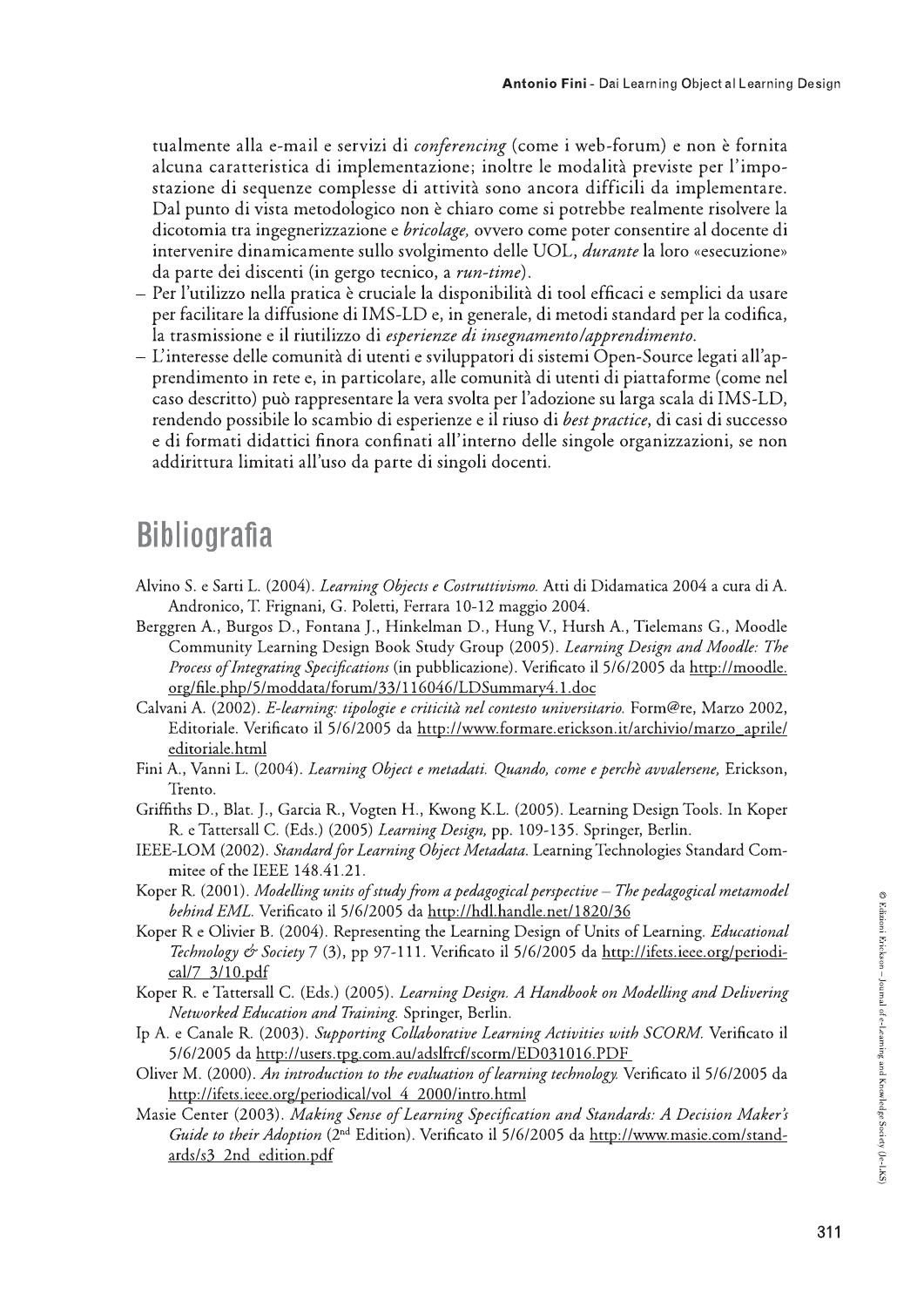tualmente alla e-mail e servizi di *conferencing* (come i web-forum) e non è fornita alcuna caratteristica di implementazione; inoltre le modalità previste per l'impostazione di sequenze complesse di attività sono ancora difficili da implementare. Dal punto di vista metodologico non è chiaro come si potrebbe realmente risolvere la dicotomia tra ingegnerizzazione e *bricolage,* ovvero come poter consentire al docente di intervenire dinamicamente sullo svolgimento delle UOL, *durante* la loro «esecuzione» da parte dei discenti (in gergo tecnico, a *run-time*).

- Per l'utilizzo nella pratica è cruciale la disponibilità di tool efficaci e semplici da usare per facilitare la diffusione di IMS-LD e, in generale, di metodi standard per la codifica, la trasmissione e il riutilizzo di *esperienze di insegnamento/apprendimento*.
- L'interesse delle comunità di utenti e sviluppatori di sistemi Open-Source legati all'apprendimento in rete e, in particolare, alle comunità di utenti di piattaforme (come nel caso descritto) può rappresentare la vera svolta per l'adozione su larga scala di IMS-LD, rendendo possibile lo scambio di esperienze e il riuso di *best practice*, di casi di successo e di formati didattici finora confinati all'interno delle singole organizzazioni, se non addirittura limitati all'uso da parte di singoli docenti.

## Bibliografia

Alvino S. e Sarti L. (2004). *Learning Objects e Costruttivismo.* Atti di Didamatica 2004 a cura di A. Andronico, T. Frignani, G. Poletti, Ferrara 10-12 maggio 2004.

Berggren A., Burgos D., Fontana J., Hinkelman D., Hung V., Hursh A., Tielemans G., Moodle Community Learning Design Book Study Group (2005). *Learning Design and Moodle: The Process of Integrating Specifications* (in pubblicazione). Verificato il 5/6/2005 da http://moodle.org/file.php/5/moddata/forum/33/116046/LDSummary4.1.doc

Calvani A. (2002). *E-learning: tipologie e criticità nel contesto universitario.* Form@re, Marzo 2002, Editoriale. Verificato il 5/6/2005 da http://www.formare.erickson.it/archivio/marzo_aprile/editoriale.html

Fini A., Vanni L. (2004). *Learning Object e metadati. Quando, come e perchè avvalersene,* Erickson, Trento.

Griffiths D., Blat. J., Garcia R., Vogten H., Kwong K.L. (2005). Learning Design Tools. In Koper R. e Tattersall C. (Eds.) (2005) *Learning Design,* pp. 109-135. Springer, Berlin.

IEEE-LOM (2002). *Standard for Learning Object Metadata.* Learning Technologies Standard Commitee of the IEEE 148.41.21.

Koper R. (2001). *Modelling units of study from a pedagogical perspective – The pedagogical metamodel behind EML.* Verificato il 5/6/2005 da http://hdl.handle.net/1820/36

Koper R e Olivier B. (2004). Representing the Learning Design of Units of Learning. *Educational Technology & Society* 7 (3), pp 97-111. Verificato il 5/6/2005 da http://ifets.ieee.org/periodical/7_3/10.pdf

Koper R. e Tattersall C. (Eds.) (2005). *Learning Design. A Handbook on Modelling and Delivering Networked Education and Training.* Springer, Berlin.

Ip A. e Canale R. (2003). *Supporting Collaborative Learning Activities with SCORM.* Verificato il 5/6/2005 da http://users.tpg.com.au/adslfrcf/scorm/ED031016.PDF

Oliver M. (2000). *An introduction to the evaluation of learning technology.* Verificato il 5/6/2005 da http://ifets.ieee.org/periodical/vol_4_2000/intro.html

Masie Center (2003). *Making Sense of Learning Specification and Standards: A Decision Maker's Guide to their Adoption* (2nd Edition). Verificato il 5/6/2005 da http://www.masie.com/standards/s3_2nd_edition.pdf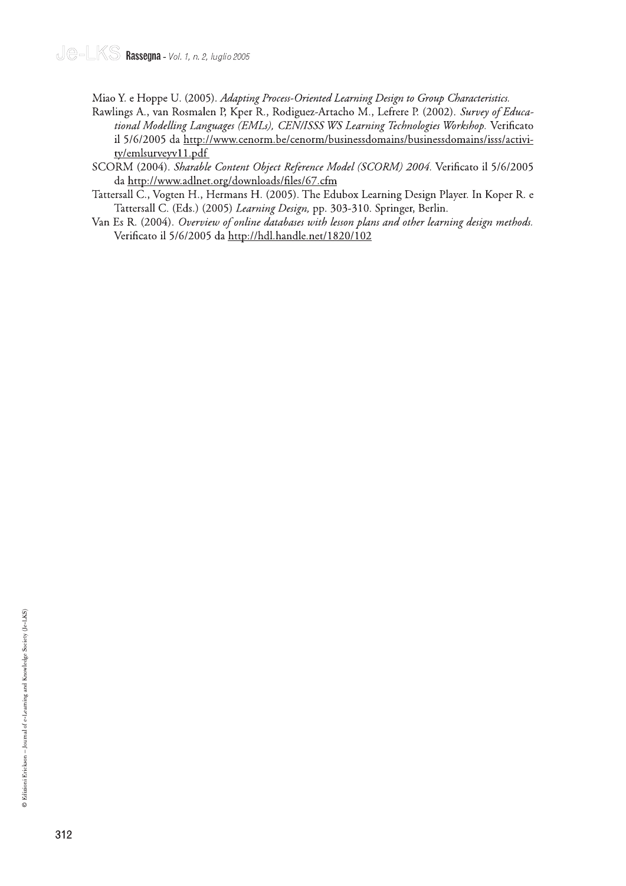Miao Y. e Hoppe U. (2005). *Adapting Process-Oriented Learning Design to Group Characteristics.*

Rawlings A., van Rosmalen P, Kper R., Rodiguez-Artacho M., Lefrere P. (2002). *Survey of Educational Modelling Languages (EMLs), CEN/ISSS WS Learning Technologies Workshop.* Verificato il 5/6/2005 da http://www.cenorm.be/cenorm/businessdomains/businessdomains/isss/activity/emlsurveyv11.pdf

SCORM (2004). *Sharable Content Object Reference Model (SCORM) 2004.* Verificato il 5/6/2005 da http://www.adlnet.org/downloads/files/67.cfm

Tattersall C., Vogten H., Hermans H. (2005). The Edubox Learning Design Player. In Koper R. e Tattersall C. (Eds.) (2005) *Learning Design,* pp. 303-310. Springer, Berlin.

Van Es R. (2004). *Overview of online databases with lesson plans and other learning design methods.* Verificato il 5/6/2005 da http://hdl.handle.net/1820/102